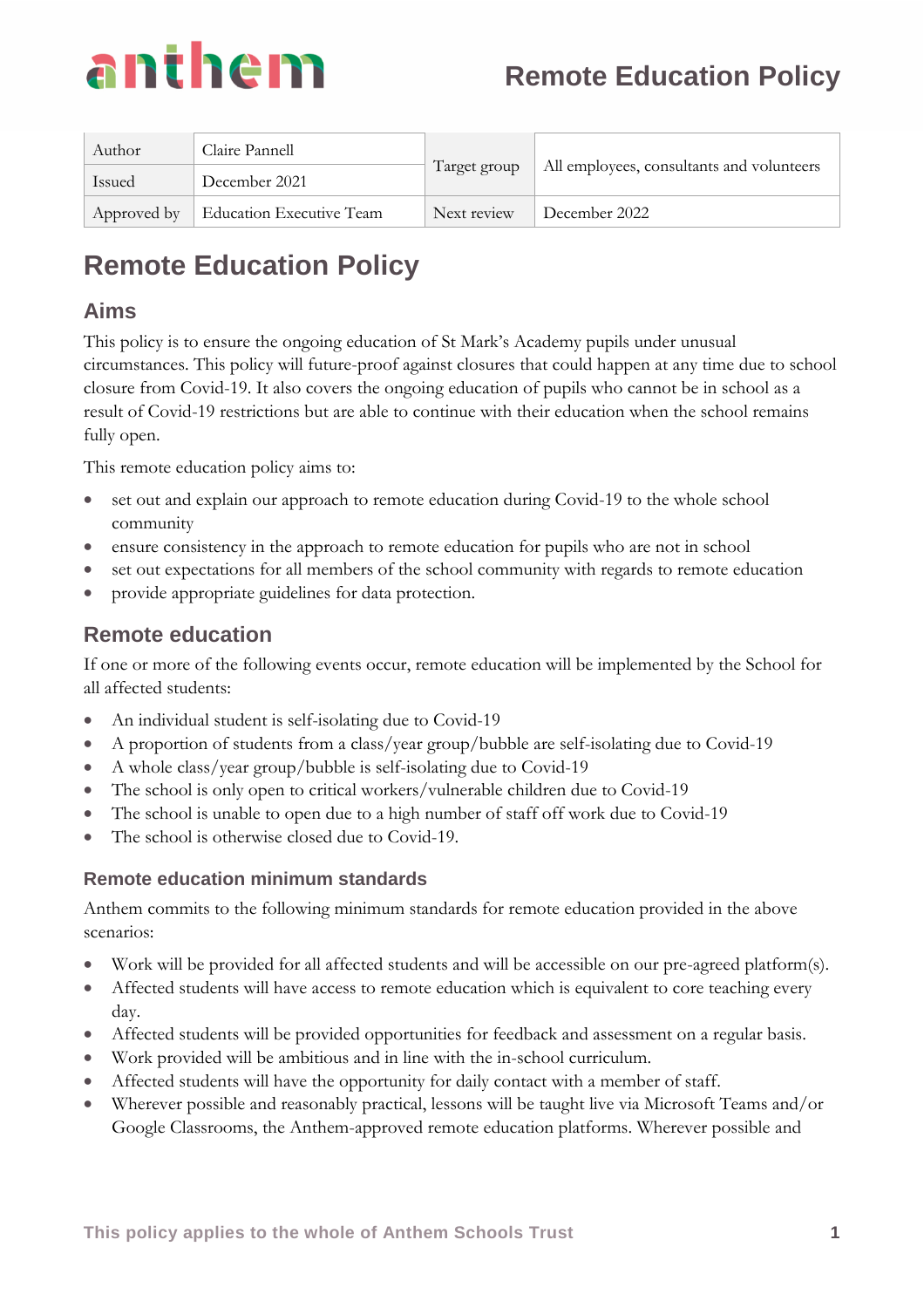| Author | Claire Pannell | Target group | All employees, consultants and volunteers |
|---|---|---|---|
| Issued | December 2021 | | |
| Approved by | Education Executive Team | Next review | December 2022 |

# Remote Education Policy

## Aims

This policy is to ensure the ongoing education of St Mark's Academy pupils under unusual circumstances. This policy will future-proof against closures that could happen at any time due to school closure from Covid-19. It also covers the ongoing education of pupils who cannot be in school as a result of Covid-19 restrictions but are able to continue with their education when the school remains fully open.

This remote education policy aims to:

- set out and explain our approach to remote education during Covid-19 to the whole school community
- ensure consistency in the approach to remote education for pupils who are not in school
- set out expectations for all members of the school community with regards to remote education
- provide appropriate guidelines for data protection.

## Remote education

If one or more of the following events occur, remote education will be implemented by the School for all affected students:

- An individual student is self-isolating due to Covid-19
- A proportion of students from a class/year group/bubble are self-isolating due to Covid-19
- A whole class/year group/bubble is self-isolating due to Covid-19
- The school is only open to critical workers/vulnerable children due to Covid-19
- The school is unable to open due to a high number of staff off work due to Covid-19
- The school is otherwise closed due to Covid-19.

### Remote education minimum standards

Anthem commits to the following minimum standards for remote education provided in the above scenarios:

- Work will be provided for all affected students and will be accessible on our pre-agreed platform(s).
- Affected students will have access to remote education which is equivalent to core teaching every day.
- Affected students will be provided opportunities for feedback and assessment on a regular basis.
- Work provided will be ambitious and in line with the in-school curriculum.
- Affected students will have the opportunity for daily contact with a member of staff.
- Wherever possible and reasonably practical, lessons will be taught live via Microsoft Teams and/or Google Classrooms, the Anthem-approved remote education platforms. Wherever possible and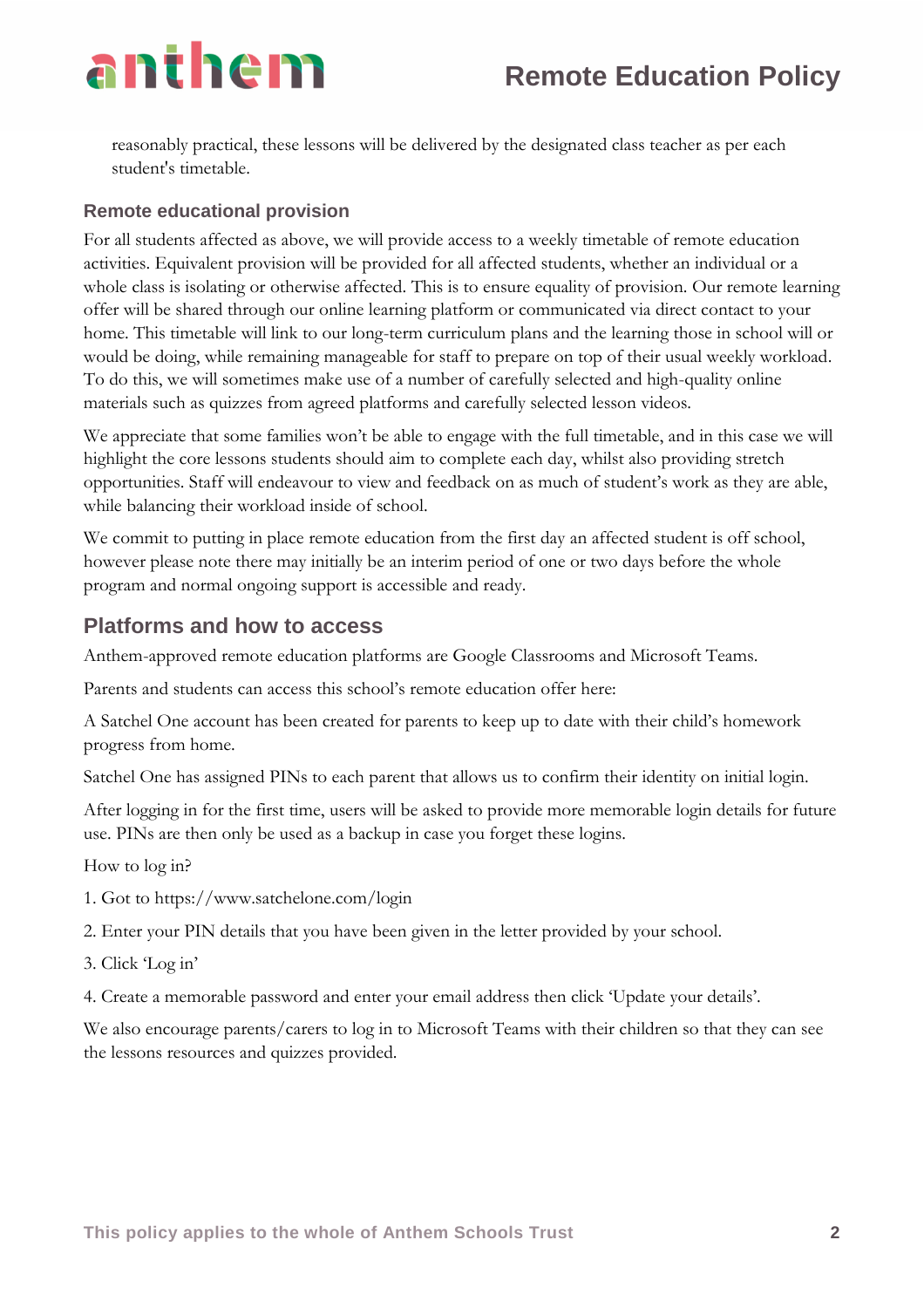reasonably practical, these lessons will be delivered by the designated class teacher as per each student's timetable.

### Remote educational provision

For all students affected as above, we will provide access to a weekly timetable of remote education activities. Equivalent provision will be provided for all affected students, whether an individual or a whole class is isolating or otherwise affected. This is to ensure equality of provision. Our remote learning offer will be shared through our online learning platform or communicated via direct contact to your home. This timetable will link to our long-term curriculum plans and the learning those in school will or would be doing, while remaining manageable for staff to prepare on top of their usual weekly workload. To do this, we will sometimes make use of a number of carefully selected and high-quality online materials such as quizzes from agreed platforms and carefully selected lesson videos.

We appreciate that some families won't be able to engage with the full timetable, and in this case we will highlight the core lessons students should aim to complete each day, whilst also providing stretch opportunities. Staff will endeavour to view and feedback on as much of student's work as they are able, while balancing their workload inside of school.

We commit to putting in place remote education from the first day an affected student is off school, however please note there may initially be an interim period of one or two days before the whole program and normal ongoing support is accessible and ready.

## Platforms and how to access

Anthem-approved remote education platforms are Google Classrooms and Microsoft Teams.

Parents and students can access this school's remote education offer here:

A Satchel One account has been created for parents to keep up to date with their child's homework progress from home.

Satchel One has assigned PINs to each parent that allows us to confirm their identity on initial login.

After logging in for the first time, users will be asked to provide more memorable login details for future use. PINs are then only be used as a backup in case you forget these logins.

How to log in?

1. Got to https://www.satchelone.com/login
2. Enter your PIN details that you have been given in the letter provided by your school.
3. Click 'Log in'
4. Create a memorable password and enter your email address then click 'Update your details'.

We also encourage parents/carers to log in to Microsoft Teams with their children so that they can see the lessons resources and quizzes provided.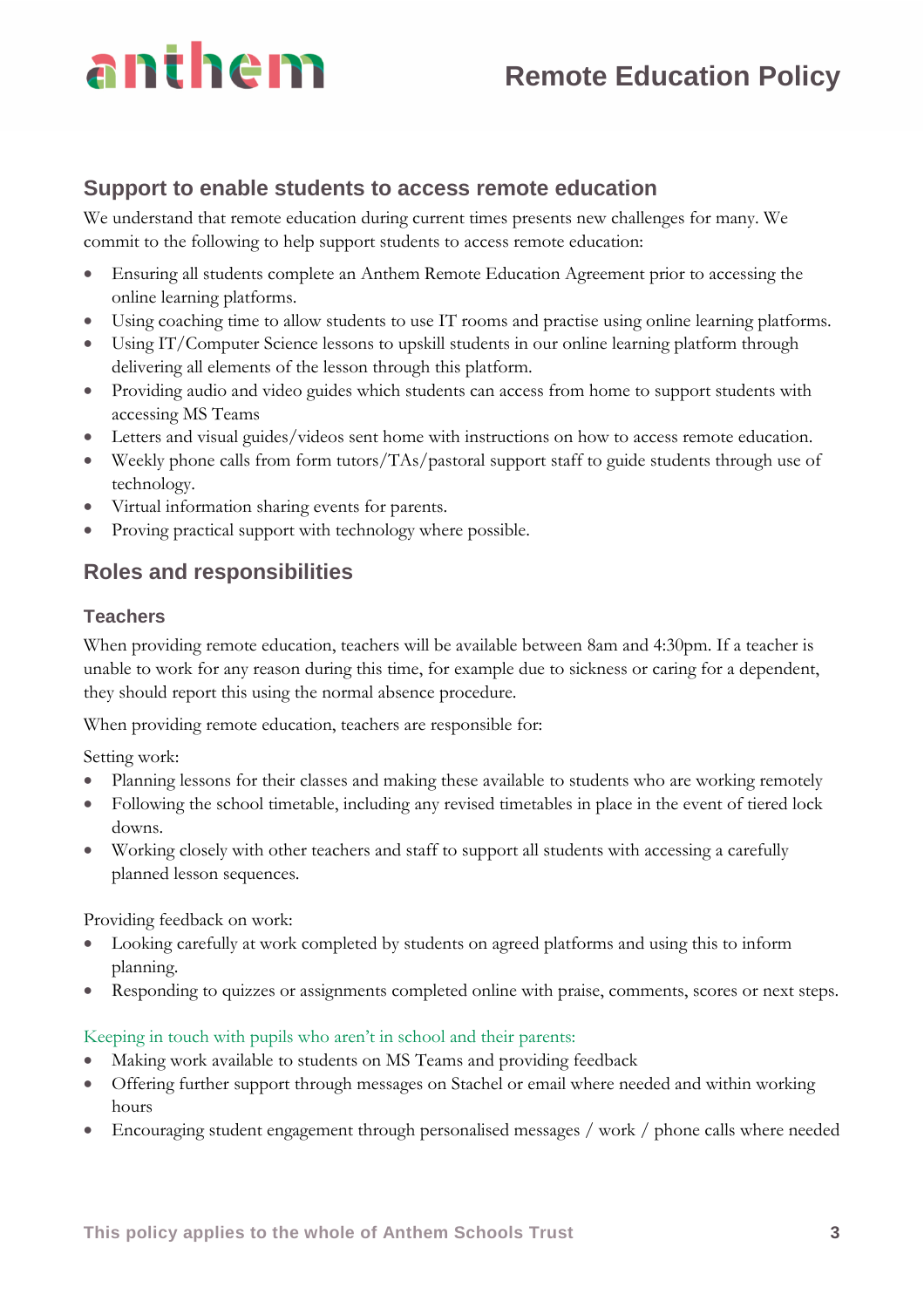## Support to enable students to access remote education

We understand that remote education during current times presents new challenges for many. We commit to the following to help support students to access remote education:

- Ensuring all students complete an Anthem Remote Education Agreement prior to accessing the online learning platforms.
- Using coaching time to allow students to use IT rooms and practise using online learning platforms.
- Using IT/Computer Science lessons to upskill students in our online learning platform through delivering all elements of the lesson through this platform.
- Providing audio and video guides which students can access from home to support students with accessing MS Teams
- Letters and visual guides/videos sent home with instructions on how to access remote education.
- Weekly phone calls from form tutors/TAs/pastoral support staff to guide students through use of technology.
- Virtual information sharing events for parents.
- Proving practical support with technology where possible.

## Roles and responsibilities

### Teachers

When providing remote education, teachers will be available between 8am and 4:30pm. If a teacher is unable to work for any reason during this time, for example due to sickness or caring for a dependent, they should report this using the normal absence procedure.

When providing remote education, teachers are responsible for:

Setting work:

- Planning lessons for their classes and making these available to students who are working remotely
- Following the school timetable, including any revised timetables in place in the event of tiered lock downs.
- Working closely with other teachers and staff to support all students with accessing a carefully planned lesson sequences.

Providing feedback on work:

- Looking carefully at work completed by students on agreed platforms and using this to inform planning.
- Responding to quizzes or assignments completed online with praise, comments, scores or next steps.

Keeping in touch with pupils who aren't in school and their parents:

- Making work available to students on MS Teams and providing feedback
- Offering further support through messages on Stachel or email where needed and within working hours
- Encouraging student engagement through personalised messages / work / phone calls where needed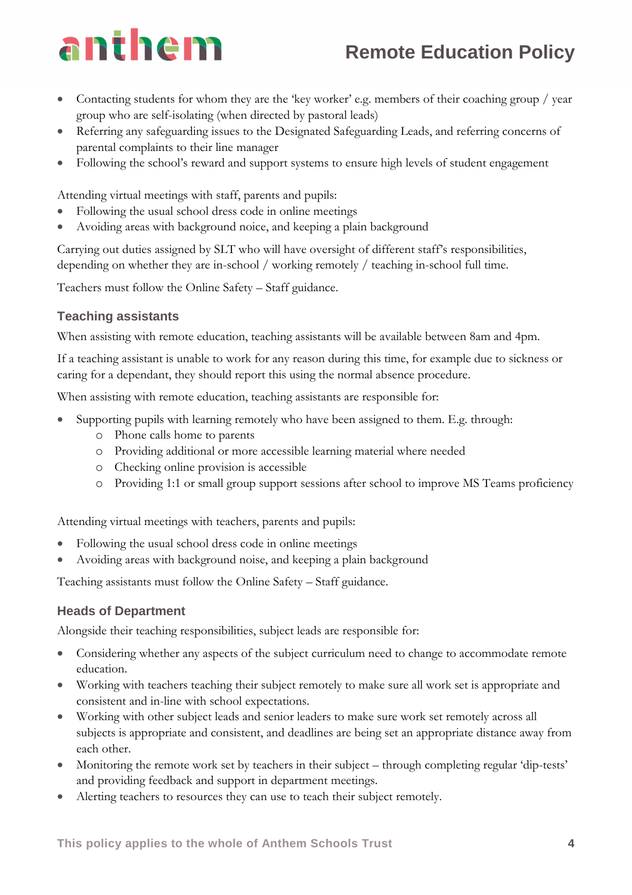- Contacting students for whom they are the 'key worker' e.g. members of their coaching group / year group who are self-isolating (when directed by pastoral leads)
- Referring any safeguarding issues to the Designated Safeguarding Leads, and referring concerns of parental complaints to their line manager
- Following the school's reward and support systems to ensure high levels of student engagement

Attending virtual meetings with staff, parents and pupils:

- Following the usual school dress code in online meetings
- Avoiding areas with background noice, and keeping a plain background

Carrying out duties assigned by SLT who will have oversight of different staff's responsibilities, depending on whether they are in-school / working remotely / teaching in-school full time.

Teachers must follow the Online Safety – Staff guidance.

### Teaching assistants

When assisting with remote education, teaching assistants will be available between 8am and 4pm.

If a teaching assistant is unable to work for any reason during this time, for example due to sickness or caring for a dependant, they should report this using the normal absence procedure.

When assisting with remote education, teaching assistants are responsible for:

- Supporting pupils with learning remotely who have been assigned to them. E.g. through:
    - Phone calls home to parents
    - Providing additional or more accessible learning material where needed
    - Checking online provision is accessible
    - Providing 1:1 or small group support sessions after school to improve MS Teams proficiency

Attending virtual meetings with teachers, parents and pupils:

- Following the usual school dress code in online meetings
- Avoiding areas with background noise, and keeping a plain background

Teaching assistants must follow the Online Safety – Staff guidance.

### Heads of Department

Alongside their teaching responsibilities, subject leads are responsible for:

- Considering whether any aspects of the subject curriculum need to change to accommodate remote education.
- Working with teachers teaching their subject remotely to make sure all work set is appropriate and consistent and in-line with school expectations.
- Working with other subject leads and senior leaders to make sure work set remotely across all subjects is appropriate and consistent, and deadlines are being set an appropriate distance away from each other.
- Monitoring the remote work set by teachers in their subject – through completing regular 'dip-tests' and providing feedback and support in department meetings.
- Alerting teachers to resources they can use to teach their subject remotely.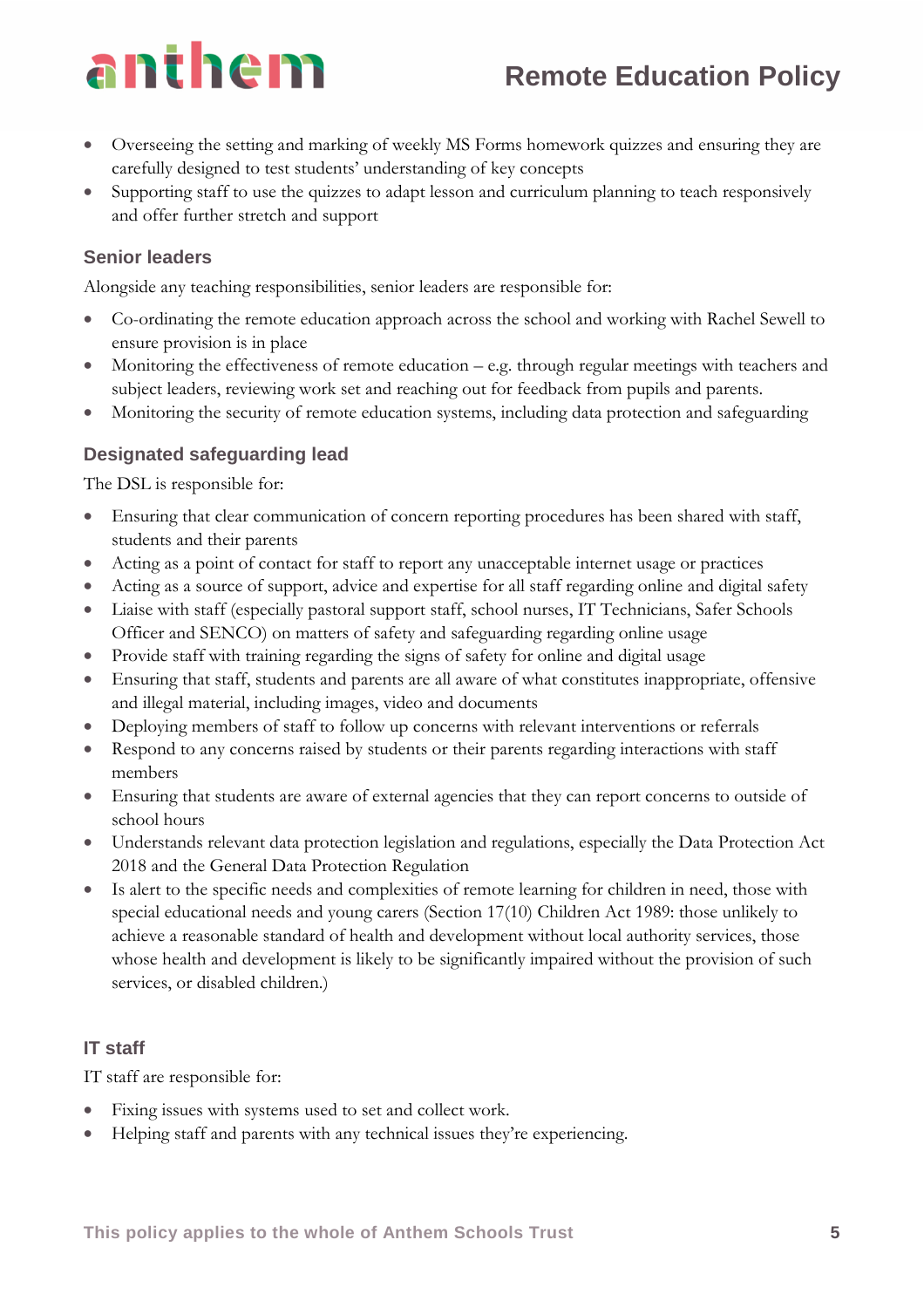- Overseeing the setting and marking of weekly MS Forms homework quizzes and ensuring they are carefully designed to test students' understanding of key concepts
- Supporting staff to use the quizzes to adapt lesson and curriculum planning to teach responsively and offer further stretch and support

### Senior leaders

Alongside any teaching responsibilities, senior leaders are responsible for:

- Co-ordinating the remote education approach across the school and working with Rachel Sewell to ensure provision is in place
- Monitoring the effectiveness of remote education – e.g. through regular meetings with teachers and subject leaders, reviewing work set and reaching out for feedback from pupils and parents.
- Monitoring the security of remote education systems, including data protection and safeguarding

### Designated safeguarding lead

The DSL is responsible for:

- Ensuring that clear communication of concern reporting procedures has been shared with staff, students and their parents
- Acting as a point of contact for staff to report any unacceptable internet usage or practices
- Acting as a source of support, advice and expertise for all staff regarding online and digital safety
- Liaise with staff (especially pastoral support staff, school nurses, IT Technicians, Safer Schools Officer and SENCO) on matters of safety and safeguarding regarding online usage
- Provide staff with training regarding the signs of safety for online and digital usage
- Ensuring that staff, students and parents are all aware of what constitutes inappropriate, offensive and illegal material, including images, video and documents
- Deploying members of staff to follow up concerns with relevant interventions or referrals
- Respond to any concerns raised by students or their parents regarding interactions with staff members
- Ensuring that students are aware of external agencies that they can report concerns to outside of school hours
- Understands relevant data protection legislation and regulations, especially the Data Protection Act 2018 and the General Data Protection Regulation
- Is alert to the specific needs and complexities of remote learning for children in need, those with special educational needs and young carers (Section 17(10) Children Act 1989: those unlikely to achieve a reasonable standard of health and development without local authority services, those whose health and development is likely to be significantly impaired without the provision of such services, or disabled children.)

### IT staff

IT staff are responsible for:

- Fixing issues with systems used to set and collect work.
- Helping staff and parents with any technical issues they're experiencing.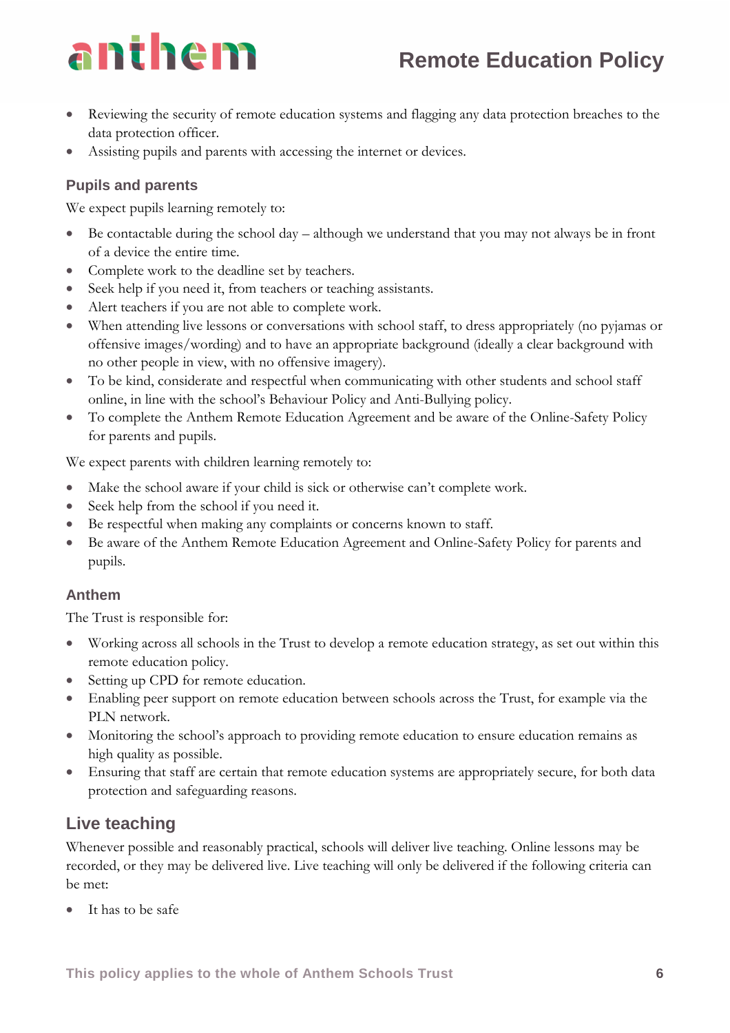- Reviewing the security of remote education systems and flagging any data protection breaches to the data protection officer.
- Assisting pupils and parents with accessing the internet or devices.

### Pupils and parents

We expect pupils learning remotely to:

- Be contactable during the school day – although we understand that you may not always be in front of a device the entire time.
- Complete work to the deadline set by teachers.
- Seek help if you need it, from teachers or teaching assistants.
- Alert teachers if you are not able to complete work.
- When attending live lessons or conversations with school staff, to dress appropriately (no pyjamas or offensive images/wording) and to have an appropriate background (ideally a clear background with no other people in view, with no offensive imagery).
- To be kind, considerate and respectful when communicating with other students and school staff online, in line with the school's Behaviour Policy and Anti-Bullying policy.
- To complete the Anthem Remote Education Agreement and be aware of the Online-Safety Policy for parents and pupils.

We expect parents with children learning remotely to:

- Make the school aware if your child is sick or otherwise can't complete work.
- Seek help from the school if you need it.
- Be respectful when making any complaints or concerns known to staff.
- Be aware of the Anthem Remote Education Agreement and Online-Safety Policy for parents and pupils.

### Anthem

The Trust is responsible for:

- Working across all schools in the Trust to develop a remote education strategy, as set out within this remote education policy.
- Setting up CPD for remote education.
- Enabling peer support on remote education between schools across the Trust, for example via the PLN network.
- Monitoring the school's approach to providing remote education to ensure education remains as high quality as possible.
- Ensuring that staff are certain that remote education systems are appropriately secure, for both data protection and safeguarding reasons.

## Live teaching

Whenever possible and reasonably practical, schools will deliver live teaching. Online lessons may be recorded, or they may be delivered live. Live teaching will only be delivered if the following criteria can be met:

- It has to be safe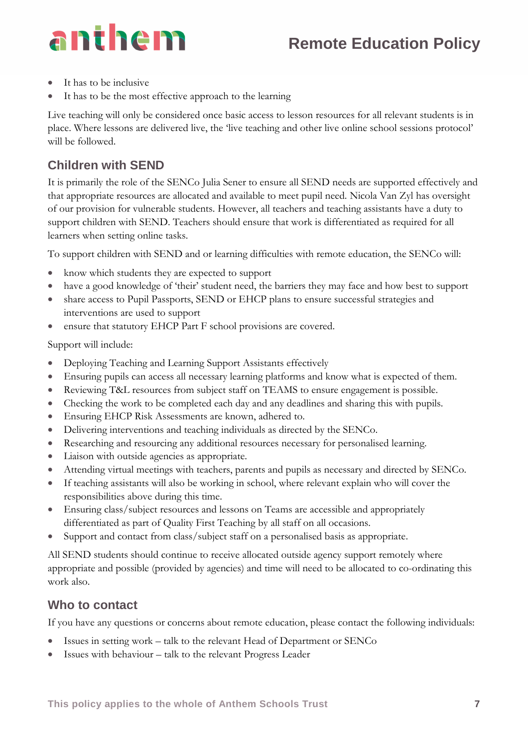- It has to be inclusive
- It has to be the most effective approach to the learning

Live teaching will only be considered once basic access to lesson resources for all relevant students is in place. Where lessons are delivered live, the 'live teaching and other live online school sessions protocol' will be followed.

## Children with SEND

It is primarily the role of the SENCo Julia Sener to ensure all SEND needs are supported effectively and that appropriate resources are allocated and available to meet pupil need. Nicola Van Zyl has oversight of our provision for vulnerable students. However, all teachers and teaching assistants have a duty to support children with SEND. Teachers should ensure that work is differentiated as required for all learners when setting online tasks.

To support children with SEND and or learning difficulties with remote education, the SENCo will:

- know which students they are expected to support
- have a good knowledge of 'their' student need, the barriers they may face and how best to support
- share access to Pupil Passports, SEND or EHCP plans to ensure successful strategies and interventions are used to support
- ensure that statutory EHCP Part F school provisions are covered.

Support will include:

- Deploying Teaching and Learning Support Assistants effectively
- Ensuring pupils can access all necessary learning platforms and know what is expected of them.
- Reviewing T&L resources from subject staff on TEAMS to ensure engagement is possible.
- Checking the work to be completed each day and any deadlines and sharing this with pupils.
- Ensuring EHCP Risk Assessments are known, adhered to.
- Delivering interventions and teaching individuals as directed by the SENCo.
- Researching and resourcing any additional resources necessary for personalised learning.
- Liaison with outside agencies as appropriate.
- Attending virtual meetings with teachers, parents and pupils as necessary and directed by SENCo.
- If teaching assistants will also be working in school, where relevant explain who will cover the responsibilities above during this time.
- Ensuring class/subject resources and lessons on Teams are accessible and appropriately differentiated as part of Quality First Teaching by all staff on all occasions.
- Support and contact from class/subject staff on a personalised basis as appropriate.

All SEND students should continue to receive allocated outside agency support remotely where appropriate and possible (provided by agencies) and time will need to be allocated to co-ordinating this work also.

## Who to contact

If you have any questions or concerns about remote education, please contact the following individuals:

- Issues in setting work – talk to the relevant Head of Department or SENCo
- Issues with behaviour – talk to the relevant Progress Leader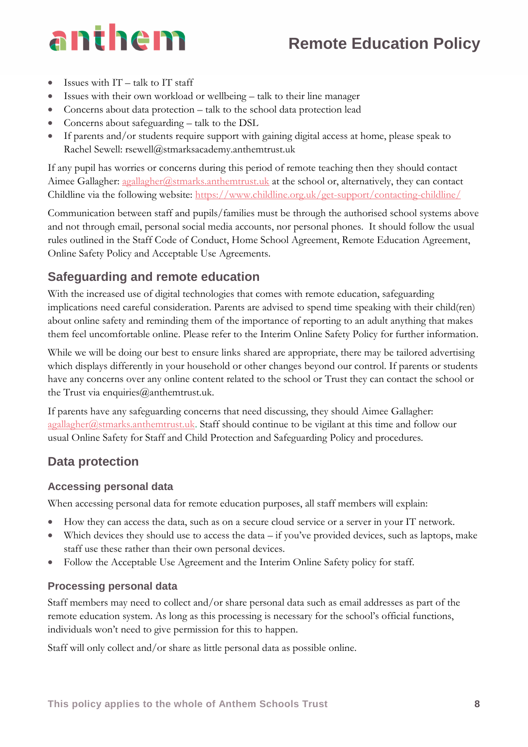- Issues with IT – talk to IT staff
- Issues with their own workload or wellbeing – talk to their line manager
- Concerns about data protection – talk to the school data protection lead
- Concerns about safeguarding – talk to the DSL
- If parents and/or students require support with gaining digital access at home, please speak to Rachel Sewell: rsewell@stmarksacademy.anthemtrust.uk

If any pupil has worries or concerns during this period of remote teaching then they should contact Aimee Gallagher: agallagher@stmarks.anthemtrust.uk at the school or, alternatively, they can contact Childline via the following website: https://www.childline.org.uk/get-support/contacting-childline/

Communication between staff and pupils/families must be through the authorised school systems above and not through email, personal social media accounts, nor personal phones. It should follow the usual rules outlined in the Staff Code of Conduct, Home School Agreement, Remote Education Agreement, Online Safety Policy and Acceptable Use Agreements.

## Safeguarding and remote education

With the increased use of digital technologies that comes with remote education, safeguarding implications need careful consideration. Parents are advised to spend time speaking with their child(ren) about online safety and reminding them of the importance of reporting to an adult anything that makes them feel uncomfortable online. Please refer to the Interim Online Safety Policy for further information.

While we will be doing our best to ensure links shared are appropriate, there may be tailored advertising which displays differently in your household or other changes beyond our control. If parents or students have any concerns over any online content related to the school or Trust they can contact the school or the Trust via enquiries@anthemtrust.uk.

If parents have any safeguarding concerns that need discussing, they should Aimee Gallagher: agallagher@stmarks.anthemtrust.uk. Staff should continue to be vigilant at this time and follow our usual Online Safety for Staff and Child Protection and Safeguarding Policy and procedures.

## Data protection

### Accessing personal data

When accessing personal data for remote education purposes, all staff members will explain:

- How they can access the data, such as on a secure cloud service or a server in your IT network.
- Which devices they should use to access the data – if you've provided devices, such as laptops, make staff use these rather than their own personal devices.
- Follow the Acceptable Use Agreement and the Interim Online Safety policy for staff.

### Processing personal data

Staff members may need to collect and/or share personal data such as email addresses as part of the remote education system. As long as this processing is necessary for the school's official functions, individuals won't need to give permission for this to happen.

Staff will only collect and/or share as little personal data as possible online.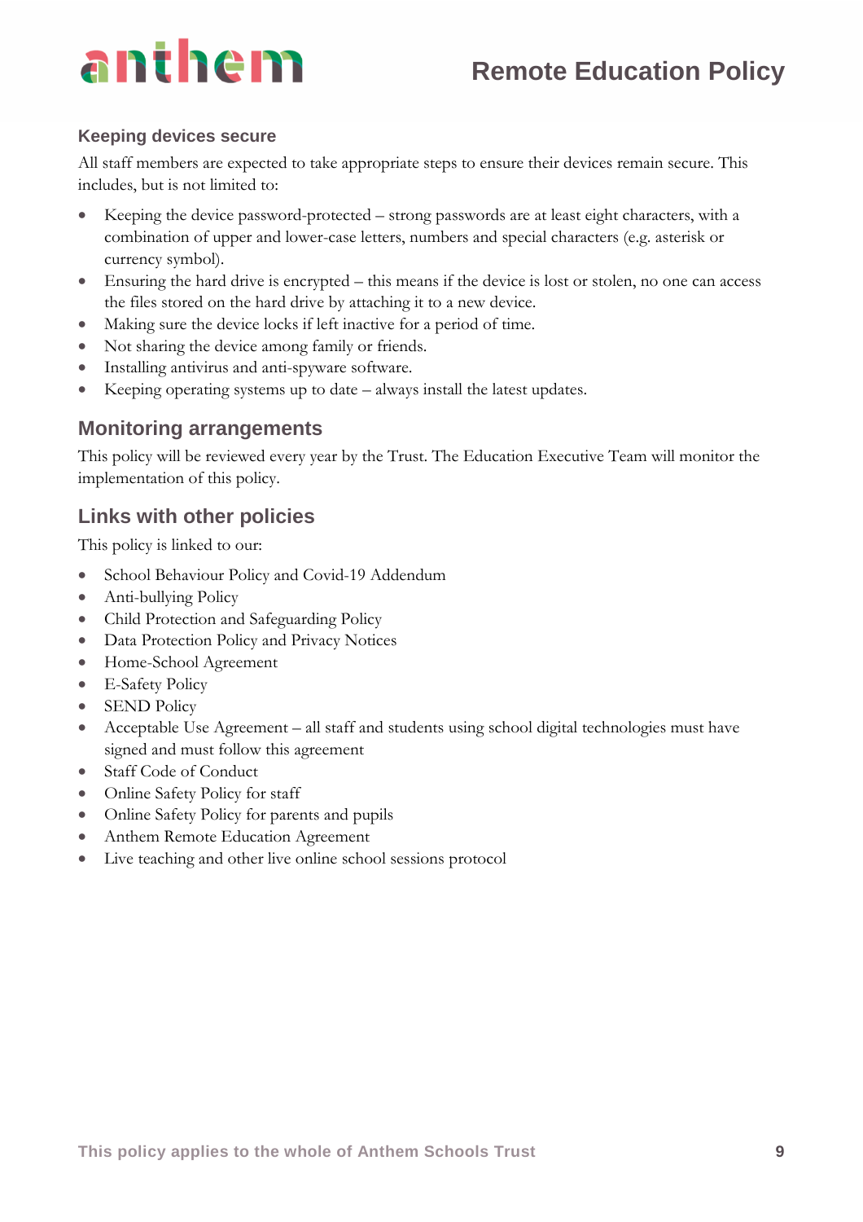### Keeping devices secure

All staff members are expected to take appropriate steps to ensure their devices remain secure. This includes, but is not limited to:

- Keeping the device password-protected – strong passwords are at least eight characters, with a combination of upper and lower-case letters, numbers and special characters (e.g. asterisk or currency symbol).
- Ensuring the hard drive is encrypted – this means if the device is lost or stolen, no one can access the files stored on the hard drive by attaching it to a new device.
- Making sure the device locks if left inactive for a period of time.
- Not sharing the device among family or friends.
- Installing antivirus and anti-spyware software.
- Keeping operating systems up to date – always install the latest updates.

## Monitoring arrangements

This policy will be reviewed every year by the Trust. The Education Executive Team will monitor the implementation of this policy.

## Links with other policies

This policy is linked to our:

- School Behaviour Policy and Covid-19 Addendum
- Anti-bullying Policy
- Child Protection and Safeguarding Policy
- Data Protection Policy and Privacy Notices
- Home-School Agreement
- E-Safety Policy
- SEND Policy
- Acceptable Use Agreement – all staff and students using school digital technologies must have signed and must follow this agreement
- Staff Code of Conduct
- Online Safety Policy for staff
- Online Safety Policy for parents and pupils
- Anthem Remote Education Agreement
- Live teaching and other live online school sessions protocol